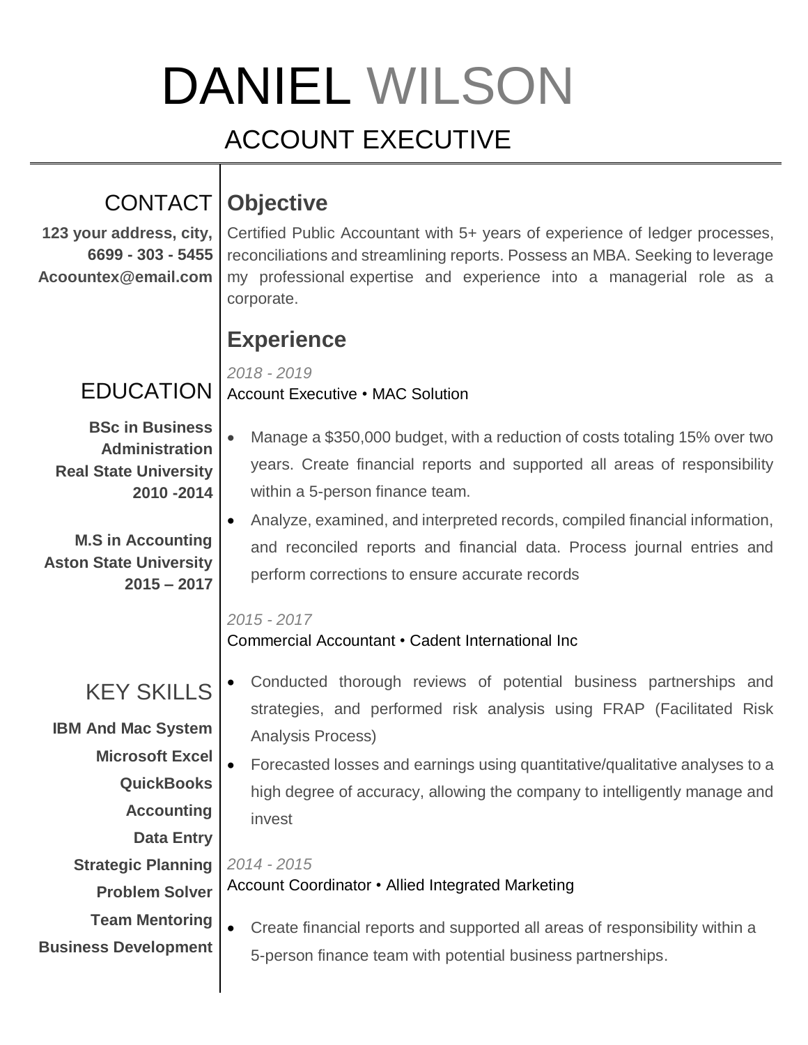# DANIEL WILSON

## ACCOUNT EXECUTIVE

## CONTACT

**123 your address, city,**
**6699 - 303 - 5455**
**Acoountex@email.com**

## EDUCATION

**BSc in Business Administration**
**Real State University**
**2010 -2014**

**M.S in Accounting**
**Aston State University**
**2015 – 2017**

## KEY SKILLS

**IBM And Mac System**
**Microsoft Excel**
**QuickBooks**
**Accounting**
**Data Entry**
**Strategic Planning**
**Problem Solver**
**Team Mentoring**
**Business Development**

## Objective

Certified Public Accountant with 5+ years of experience of ledger processes, reconciliations and streamlining reports. Possess an MBA. Seeking to leverage my professional expertise and experience into a managerial role as a corporate.

## Experience

*2018 - 2019*
Account Executive • MAC Solution

- Manage a $350,000 budget, with a reduction of costs totaling 15% over two years. Create financial reports and supported all areas of responsibility within a 5-person finance team.
- Analyze, examined, and interpreted records, compiled financial information, and reconciled reports and financial data. Process journal entries and perform corrections to ensure accurate records

*2015 - 2017*
Commercial Accountant • Cadent International Inc

- Conducted thorough reviews of potential business partnerships and strategies, and performed risk analysis using FRAP (Facilitated Risk Analysis Process)
- Forecasted losses and earnings using quantitative/qualitative analyses to a high degree of accuracy, allowing the company to intelligently manage and invest

*2014 - 2015*
Account Coordinator • Allied Integrated Marketing

- Create financial reports and supported all areas of responsibility within a 5-person finance team with potential business partnerships.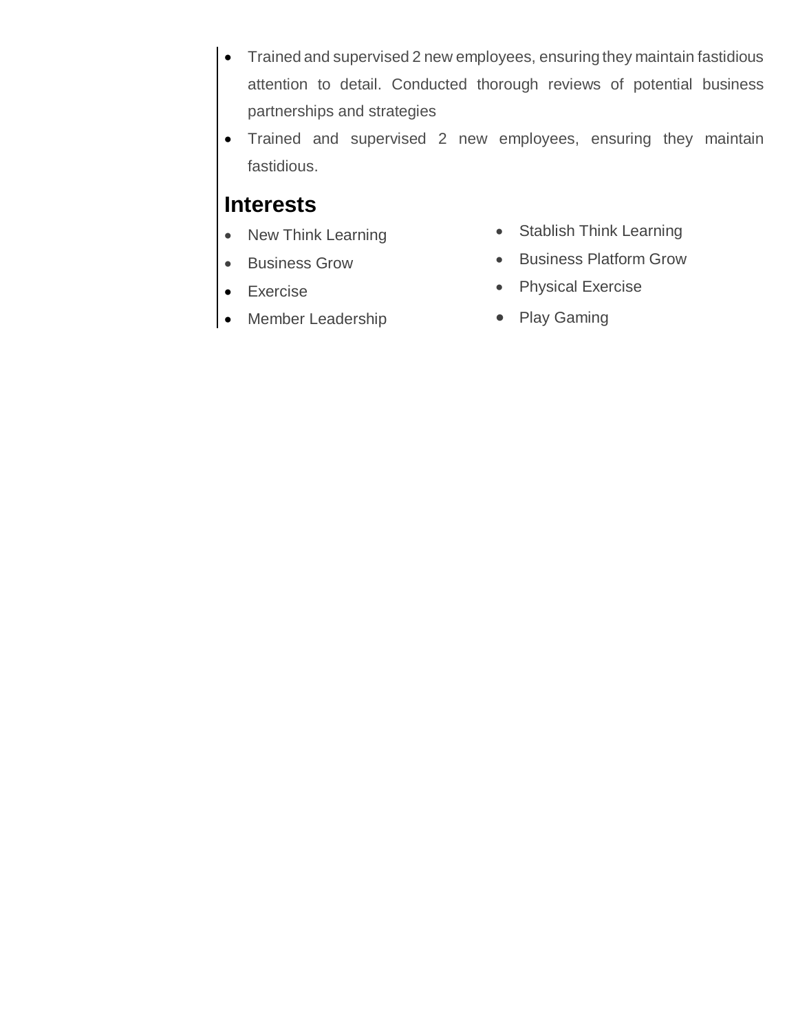- Trained and supervised 2 new employees, ensuring they maintain fastidious attention to detail. Conducted thorough reviews of potential business partnerships and strategies
- Trained and supervised 2 new employees, ensuring they maintain fastidious.

## Interests

- New Think Learning
- Business Grow
- Exercise
- Member Leadership
- Stablish Think Learning
- Business Platform Grow
- Physical Exercise
- Play Gaming